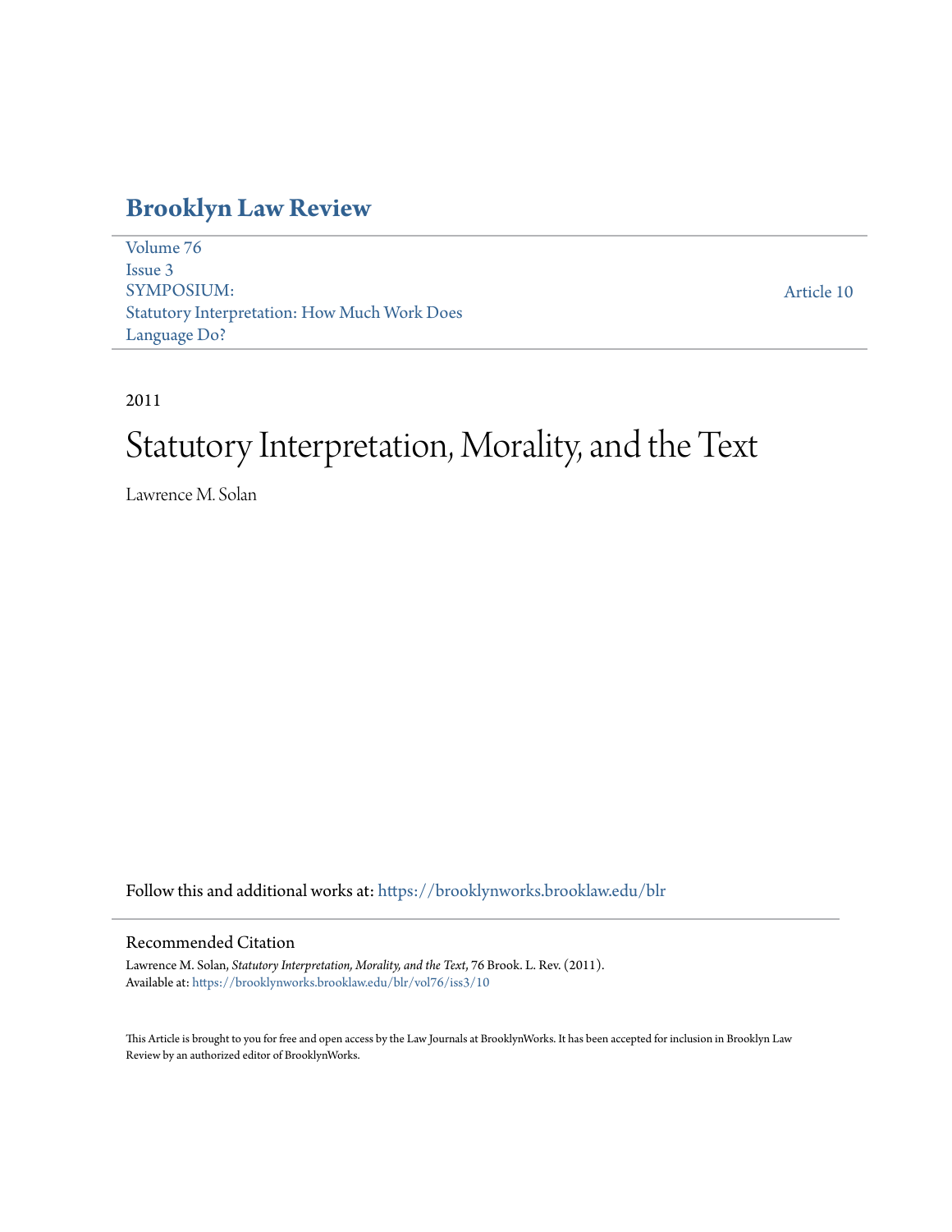# Brooklyn Law Review

Volume 76
Issue 3
SYMPOSIUM:
Statutory Interpretation: How Much Work Does Language Do?

Article 10

2011

# Statutory Interpretation, Morality, and the Text

Lawrence M. Solan

Follow this and additional works at: https://brooklynworks.brooklaw.edu/blr

## Recommended Citation

Lawrence M. Solan, *Statutory Interpretation, Morality, and the Text*, 76 Brook. L. Rev. (2011).
Available at: https://brooklynworks.brooklaw.edu/blr/vol76/iss3/10

This Article is brought to you for free and open access by the Law Journals at BrooklynWorks. It has been accepted for inclusion in Brooklyn Law Review by an authorized editor of BrooklynWorks.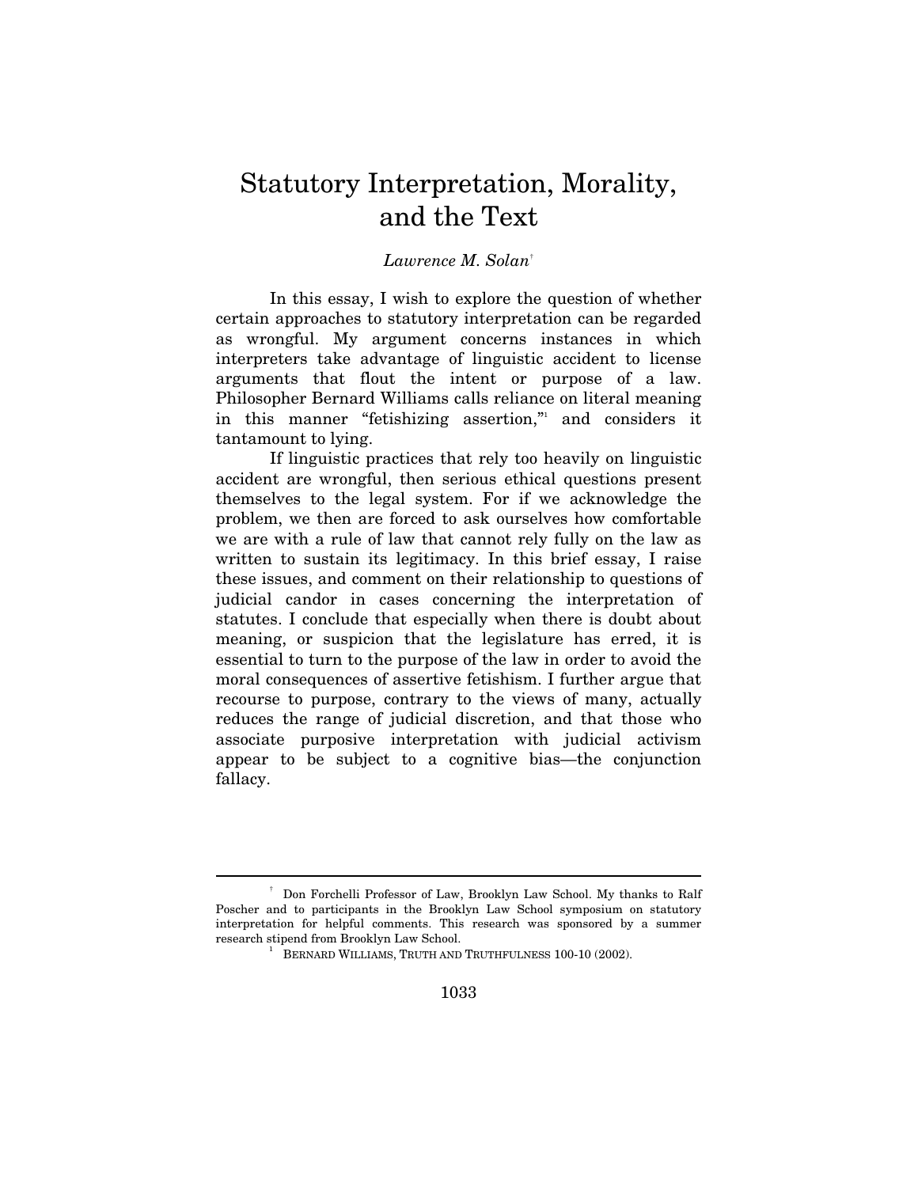# Statutory Interpretation, Morality, and the Text

*Lawrence M. Solan*[†]

In this essay, I wish to explore the question of whether certain approaches to statutory interpretation can be regarded as wrongful. My argument concerns instances in which interpreters take advantage of linguistic accident to license arguments that flout the intent or purpose of a law. Philosopher Bernard Williams calls reliance on literal meaning in this manner "fetishizing assertion,"[1] and considers it tantamount to lying.

If linguistic practices that rely too heavily on linguistic accident are wrongful, then serious ethical questions present themselves to the legal system. For if we acknowledge the problem, we then are forced to ask ourselves how comfortable we are with a rule of law that cannot rely fully on the law as written to sustain its legitimacy. In this brief essay, I raise these issues, and comment on their relationship to questions of judicial candor in cases concerning the interpretation of statutes. I conclude that especially when there is doubt about meaning, or suspicion that the legislature has erred, it is essential to turn to the purpose of the law in order to avoid the moral consequences of assertive fetishism. I further argue that recourse to purpose, contrary to the views of many, actually reduces the range of judicial discretion, and that those who associate purposive interpretation with judicial activism appear to be subject to a cognitive bias—the conjunction fallacy.

---

[†] Don Forchelli Professor of Law, Brooklyn Law School. My thanks to Ralf Poscher and to participants in the Brooklyn Law School symposium on statutory interpretation for helpful comments. This research was sponsored by a summer research stipend from Brooklyn Law School.

[1] BERNARD WILLIAMS, TRUTH AND TRUTHFULNESS 100-10 (2002).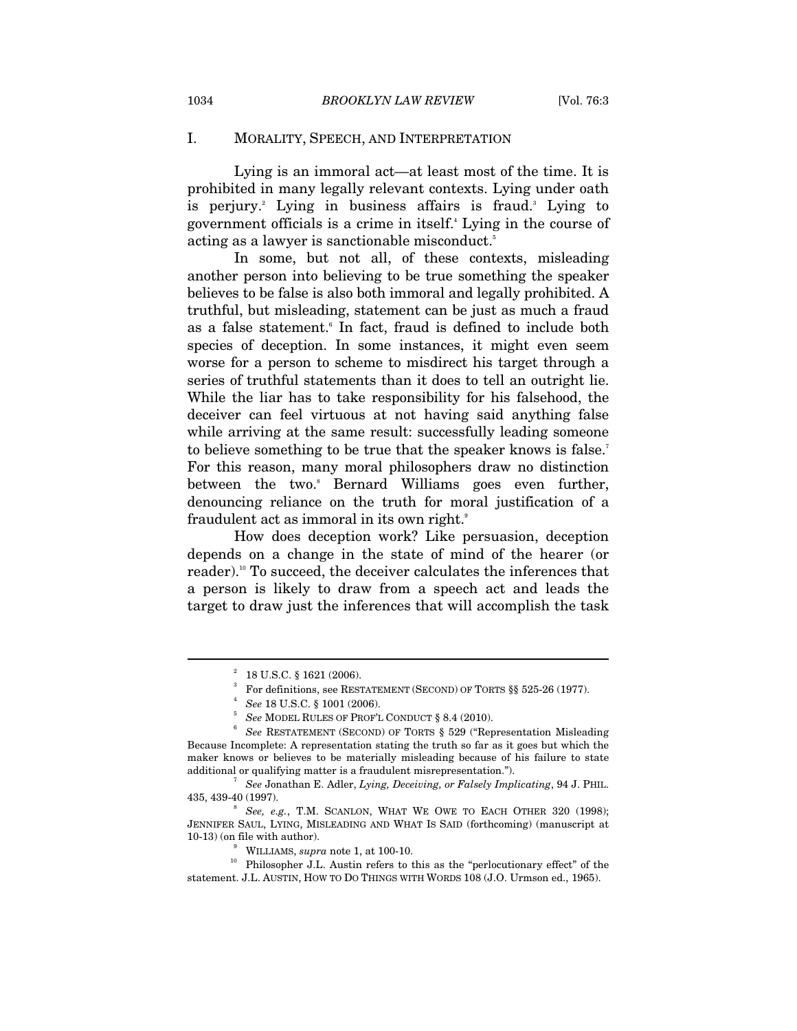## I. MORALITY, SPEECH, AND INTERPRETATION

Lying is an immoral act—at least most of the time. It is prohibited in many legally relevant contexts. Lying under oath is perjury.[2] Lying in business affairs is fraud.[3] Lying to government officials is a crime in itself.[4] Lying in the course of acting as a lawyer is sanctionable misconduct.[5]

In some, but not all, of these contexts, misleading another person into believing to be true something the speaker believes to be false is also both immoral and legally prohibited. A truthful, but misleading, statement can be just as much a fraud as a false statement.[6] In fact, fraud is defined to include both species of deception. In some instances, it might even seem worse for a person to scheme to misdirect his target through a series of truthful statements than it does to tell an outright lie. While the liar has to take responsibility for his falsehood, the deceiver can feel virtuous at not having said anything false while arriving at the same result: successfully leading someone to believe something to be true that the speaker knows is false.[7] For this reason, many moral philosophers draw no distinction between the two.[8] Bernard Williams goes even further, denouncing reliance on the truth for moral justification of a fraudulent act as immoral in its own right.[9]

How does deception work? Like persuasion, deception depends on a change in the state of mind of the hearer (or reader).[10] To succeed, the deceiver calculates the inferences that a person is likely to draw from a speech act and leads the target to draw just the inferences that will accomplish the task

---

[2] 18 U.S.C. § 1621 (2006).

[3] For definitions, see RESTATEMENT (SECOND) OF TORTS §§ 525-26 (1977).

[4] *See* 18 U.S.C. § 1001 (2006).

[5] *See* MODEL RULES OF PROF'L CONDUCT § 8.4 (2010).

[6] *See* RESTATEMENT (SECOND) OF TORTS § 529 ("Representation Misleading Because Incomplete: A representation stating the truth so far as it goes but which the maker knows or believes to be materially misleading because of his failure to state additional or qualifying matter is a fraudulent misrepresentation.").

[7] *See* Jonathan E. Adler, *Lying, Deceiving, or Falsely Implicating*, 94 J. PHIL. 435, 439-40 (1997).

[8] *See, e.g.*, T.M. SCANLON, WHAT WE OWE TO EACH OTHER 320 (1998); JENNIFER SAUL, LYING, MISLEADING AND WHAT IS SAID (forthcoming) (manuscript at 10-13) (on file with author).

[9] WILLIAMS, *supra* note 1, at 100-10.

[10] Philosopher J.L. Austin refers to this as the "perlocutionary effect" of the statement. J.L. AUSTIN, HOW TO DO THINGS WITH WORDS 108 (J.O. Urmson ed., 1965).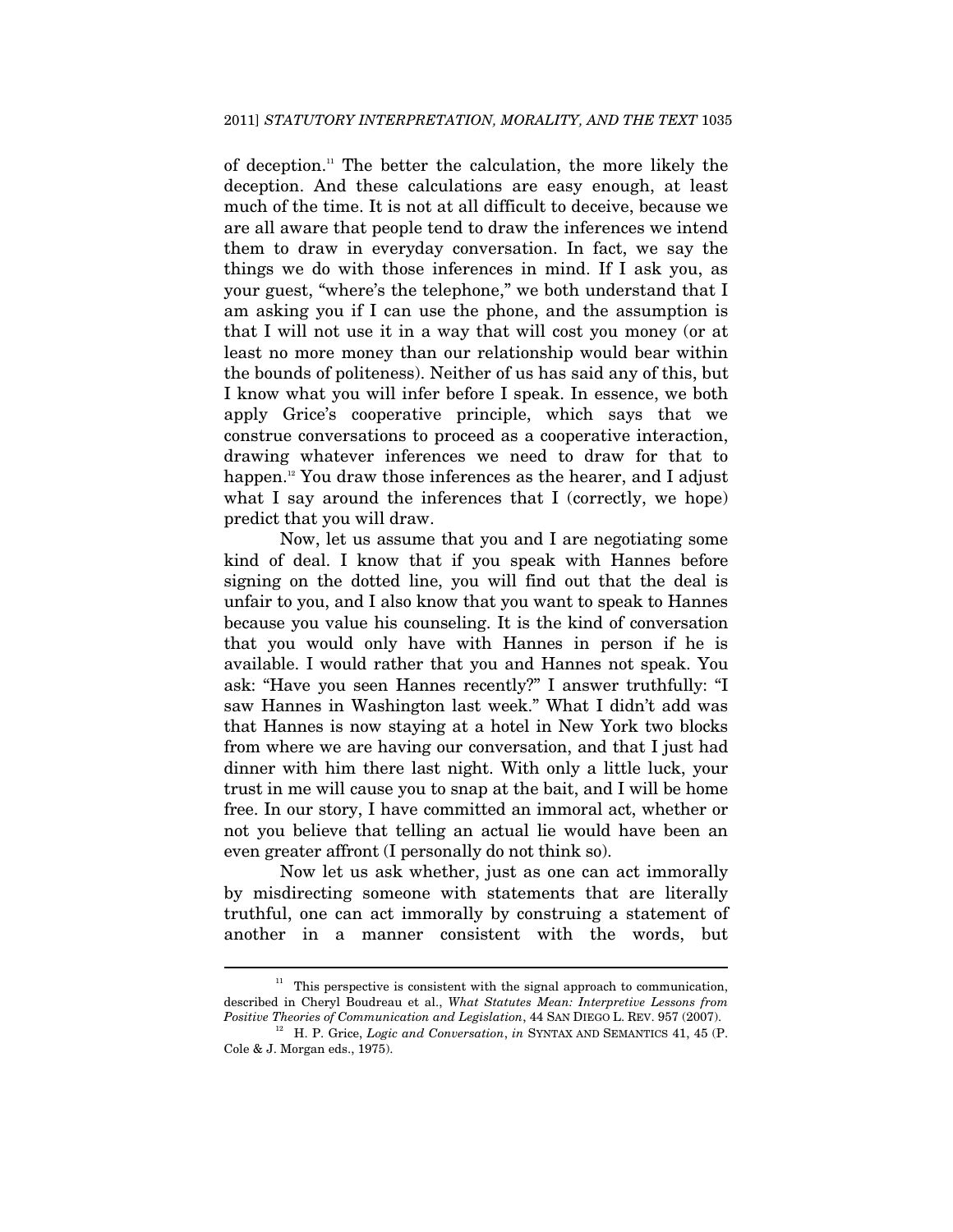of deception.[11] The better the calculation, the more likely the deception. And these calculations are easy enough, at least much of the time. It is not at all difficult to deceive, because we are all aware that people tend to draw the inferences we intend them to draw in everyday conversation. In fact, we say the things we do with those inferences in mind. If I ask you, as your guest, "where's the telephone," we both understand that I am asking you if I can use the phone, and the assumption is that I will not use it in a way that will cost you money (or at least no more money than our relationship would bear within the bounds of politeness). Neither of us has said any of this, but I know what you will infer before I speak. In essence, we both apply Grice's cooperative principle, which says that we construe conversations to proceed as a cooperative interaction, drawing whatever inferences we need to draw for that to happen.[12] You draw those inferences as the hearer, and I adjust what I say around the inferences that I (correctly, we hope) predict that you will draw.

Now, let us assume that you and I are negotiating some kind of deal. I know that if you speak with Hannes before signing on the dotted line, you will find out that the deal is unfair to you, and I also know that you want to speak to Hannes because you value his counseling. It is the kind of conversation that you would only have with Hannes in person if he is available. I would rather that you and Hannes not speak. You ask: "Have you seen Hannes recently?" I answer truthfully: "I saw Hannes in Washington last week." What I didn't add was that Hannes is now staying at a hotel in New York two blocks from where we are having our conversation, and that I just had dinner with him there last night. With only a little luck, your trust in me will cause you to snap at the bait, and I will be home free. In our story, I have committed an immoral act, whether or not you believe that telling an actual lie would have been an even greater affront (I personally do not think so).

Now let us ask whether, just as one can act immorally by misdirecting someone with statements that are literally truthful, one can act immorally by construing a statement of another in a manner consistent with the words, but

---

[11] This perspective is consistent with the signal approach to communication, described in Cheryl Boudreau et al., *What Statutes Mean: Interpretive Lessons from Positive Theories of Communication and Legislation*, 44 SAN DIEGO L. REV. 957 (2007).

[12] H. P. Grice, *Logic and Conversation*, *in* SYNTAX AND SEMANTICS 41, 45 (P. Cole & J. Morgan eds., 1975).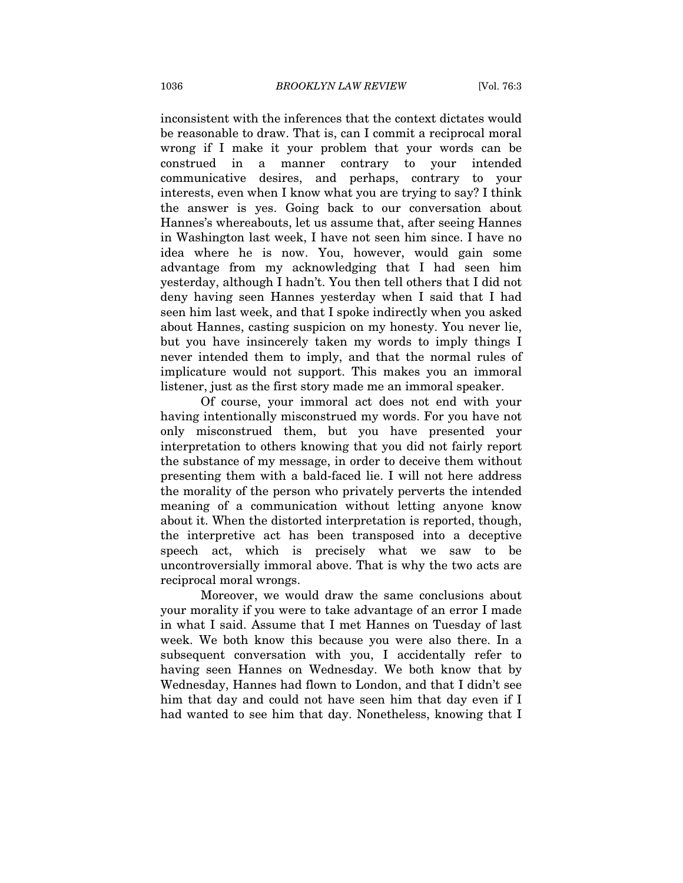inconsistent with the inferences that the context dictates would be reasonable to draw. That is, can I commit a reciprocal moral wrong if I make it your problem that your words can be construed in a manner contrary to your intended communicative desires, and perhaps, contrary to your interests, even when I know what you are trying to say? I think the answer is yes. Going back to our conversation about Hannes's whereabouts, let us assume that, after seeing Hannes in Washington last week, I have not seen him since. I have no idea where he is now. You, however, would gain some advantage from my acknowledging that I had seen him yesterday, although I hadn't. You then tell others that I did not deny having seen Hannes yesterday when I said that I had seen him last week, and that I spoke indirectly when you asked about Hannes, casting suspicion on my honesty. You never lie, but you have insincerely taken my words to imply things I never intended them to imply, and that the normal rules of implicature would not support. This makes you an immoral listener, just as the first story made me an immoral speaker.

Of course, your immoral act does not end with your having intentionally misconstrued my words. For you have not only misconstrued them, but you have presented your interpretation to others knowing that you did not fairly report the substance of my message, in order to deceive them without presenting them with a bald-faced lie. I will not here address the morality of the person who privately perverts the intended meaning of a communication without letting anyone know about it. When the distorted interpretation is reported, though, the interpretive act has been transposed into a deceptive speech act, which is precisely what we saw to be uncontroversially immoral above. That is why the two acts are reciprocal moral wrongs.

Moreover, we would draw the same conclusions about your morality if you were to take advantage of an error I made in what I said. Assume that I met Hannes on Tuesday of last week. We both know this because you were also there. In a subsequent conversation with you, I accidentally refer to having seen Hannes on Wednesday. We both know that by Wednesday, Hannes had flown to London, and that I didn't see him that day and could not have seen him that day even if I had wanted to see him that day. Nonetheless, knowing that I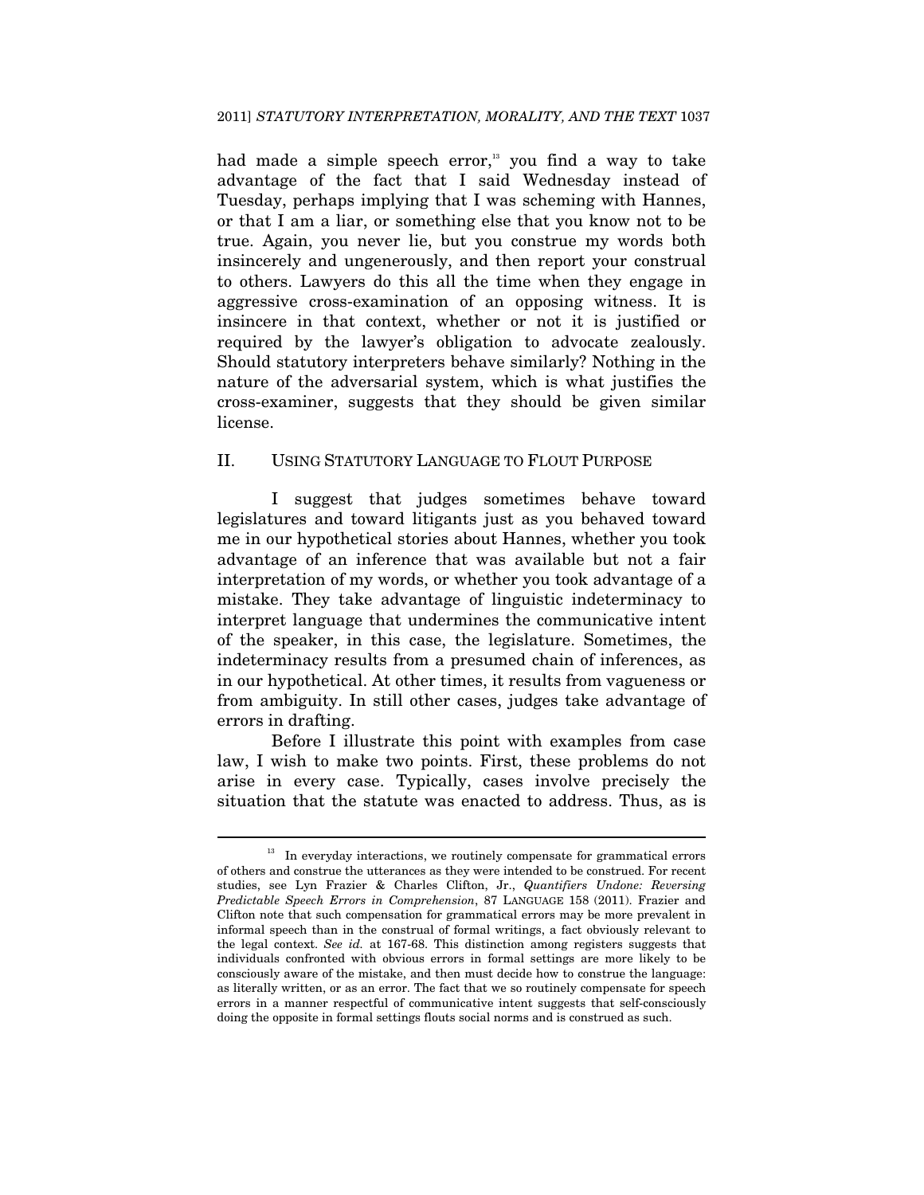had made a simple speech error,[13] you find a way to take advantage of the fact that I said Wednesday instead of Tuesday, perhaps implying that I was scheming with Hannes, or that I am a liar, or something else that you know not to be true. Again, you never lie, but you construe my words both insincerely and ungenerously, and then report your construal to others. Lawyers do this all the time when they engage in aggressive cross-examination of an opposing witness. It is insincere in that context, whether or not it is justified or required by the lawyer's obligation to advocate zealously. Should statutory interpreters behave similarly? Nothing in the nature of the adversarial system, which is what justifies the cross-examiner, suggests that they should be given similar license.

## II. USING STATUTORY LANGUAGE TO FLOUT PURPOSE

I suggest that judges sometimes behave toward legislatures and toward litigants just as you behaved toward me in our hypothetical stories about Hannes, whether you took advantage of an inference that was available but not a fair interpretation of my words, or whether you took advantage of a mistake. They take advantage of linguistic indeterminacy to interpret language that undermines the communicative intent of the speaker, in this case, the legislature. Sometimes, the indeterminacy results from a presumed chain of inferences, as in our hypothetical. At other times, it results from vagueness or from ambiguity. In still other cases, judges take advantage of errors in drafting.

Before I illustrate this point with examples from case law, I wish to make two points. First, these problems do not arise in every case. Typically, cases involve precisely the situation that the statute was enacted to address. Thus, as is

---

[13] In everyday interactions, we routinely compensate for grammatical errors of others and construe the utterances as they were intended to be construed. For recent studies, see Lyn Frazier & Charles Clifton, Jr., *Quantifiers Undone: Reversing Predictable Speech Errors in Comprehension*, 87 LANGUAGE 158 (2011). Frazier and Clifton note that such compensation for grammatical errors may be more prevalent in informal speech than in the construal of formal writings, a fact obviously relevant to the legal context. *See id.* at 167-68. This distinction among registers suggests that individuals confronted with obvious errors in formal settings are more likely to be consciously aware of the mistake, and then must decide how to construe the language: as literally written, or as an error. The fact that we so routinely compensate for speech errors in a manner respectful of communicative intent suggests that self-consciously doing the opposite in formal settings flouts social norms and is construed as such.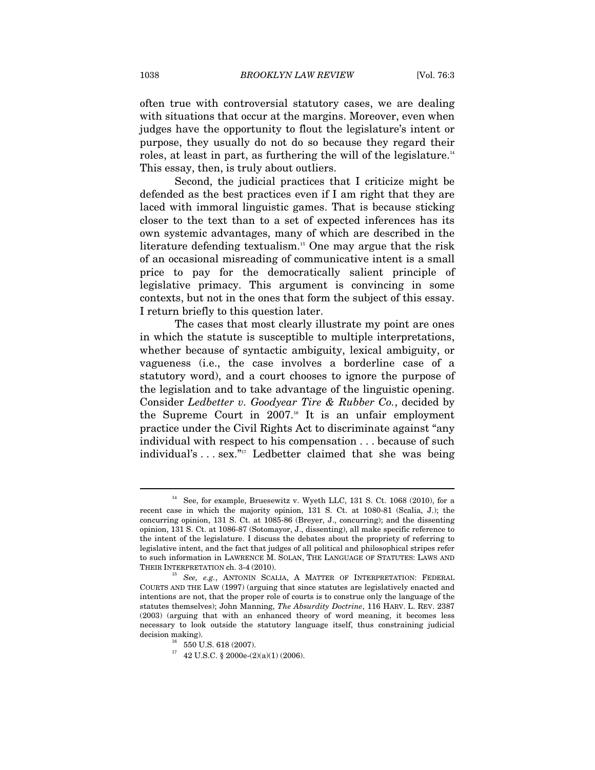often true with controversial statutory cases, we are dealing with situations that occur at the margins. Moreover, even when judges have the opportunity to flout the legislature's intent or purpose, they usually do not do so because they regard their roles, at least in part, as furthering the will of the legislature.[14] This essay, then, is truly about outliers.

Second, the judicial practices that I criticize might be defended as the best practices even if I am right that they are laced with immoral linguistic games. That is because sticking closer to the text than to a set of expected inferences has its own systemic advantages, many of which are described in the literature defending textualism.[15] One may argue that the risk of an occasional misreading of communicative intent is a small price to pay for the democratically salient principle of legislative primacy. This argument is convincing in some contexts, but not in the ones that form the subject of this essay. I return briefly to this question later.

The cases that most clearly illustrate my point are ones in which the statute is susceptible to multiple interpretations, whether because of syntactic ambiguity, lexical ambiguity, or vagueness (i.e., the case involves a borderline case of a statutory word), and a court chooses to ignore the purpose of the legislation and to take advantage of the linguistic opening. Consider *Ledbetter v. Goodyear Tire & Rubber Co.*, decided by the Supreme Court in 2007.[16] It is an unfair employment practice under the Civil Rights Act to discriminate against "any individual with respect to his compensation . . . because of such individual's . . . sex."[17] Ledbetter claimed that she was being

---

[14] See, for example, Bruesewitz v. Wyeth LLC, 131 S. Ct. 1068 (2010), for a recent case in which the majority opinion, 131 S. Ct. at 1080-81 (Scalia, J.); the concurring opinion, 131 S. Ct. at 1085-86 (Breyer, J., concurring); and the dissenting opinion, 131 S. Ct. at 1086-87 (Sotomayor, J., dissenting), all make specific reference to the intent of the legislature. I discuss the debates about the propriety of referring to legislative intent, and the fact that judges of all political and philosophical stripes refer to such information in LAWRENCE M. SOLAN, THE LANGUAGE OF STATUTES: LAWS AND THEIR INTERPRETATION ch. 3-4 (2010).

[15] *See, e.g.*, ANTONIN SCALIA, A MATTER OF INTERPRETATION: FEDERAL COURTS AND THE LAW (1997) (arguing that since statutes are legislatively enacted and intentions are not, that the proper role of courts is to construe only the language of the statutes themselves); John Manning, *The Absurdity Doctrine*, 116 HARV. L. REV. 2387 (2003) (arguing that with an enhanced theory of word meaning, it becomes less necessary to look outside the statutory language itself, thus constraining judicial decision making).

[16] 550 U.S. 618 (2007).

[17] 42 U.S.C. § 2000e-(2)(a)(1) (2006).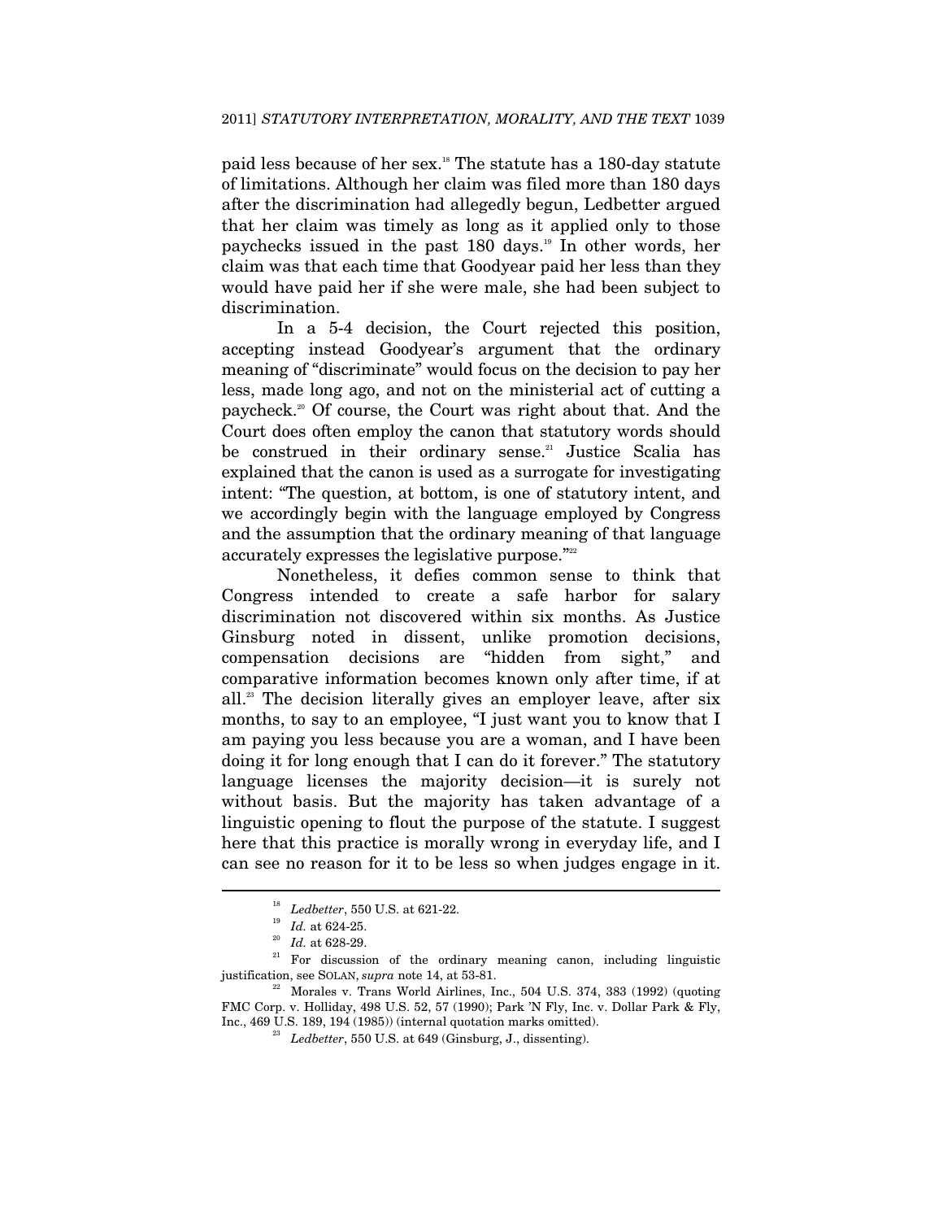paid less because of her sex.[18] The statute has a 180-day statute of limitations. Although her claim was filed more than 180 days after the discrimination had allegedly begun, Ledbetter argued that her claim was timely as long as it applied only to those paychecks issued in the past 180 days.[19] In other words, her claim was that each time that Goodyear paid her less than they would have paid her if she were male, she had been subject to discrimination.

In a 5-4 decision, the Court rejected this position, accepting instead Goodyear's argument that the ordinary meaning of "discriminate" would focus on the decision to pay her less, made long ago, and not on the ministerial act of cutting a paycheck.[20] Of course, the Court was right about that. And the Court does often employ the canon that statutory words should be construed in their ordinary sense.[21] Justice Scalia has explained that the canon is used as a surrogate for investigating intent: "The question, at bottom, is one of statutory intent, and we accordingly begin with the language employed by Congress and the assumption that the ordinary meaning of that language accurately expresses the legislative purpose."[22]

Nonetheless, it defies common sense to think that Congress intended to create a safe harbor for salary discrimination not discovered within six months. As Justice Ginsburg noted in dissent, unlike promotion decisions, compensation decisions are "hidden from sight," and comparative information becomes known only after time, if at all.[23] The decision literally gives an employer leave, after six months, to say to an employee, "I just want you to know that I am paying you less because you are a woman, and I have been doing it for long enough that I can do it forever." The statutory language licenses the majority decision—it is surely not without basis. But the majority has taken advantage of a linguistic opening to flout the purpose of the statute. I suggest here that this practice is morally wrong in everyday life, and I can see no reason for it to be less so when judges engage in it.

---

[18] *Ledbetter*, 550 U.S. at 621-22.

[19] *Id.* at 624-25.

[20] *Id.* at 628-29.

[21] For discussion of the ordinary meaning canon, including linguistic justification, see SOLAN, *supra* note 14, at 53-81.

[22] Morales v. Trans World Airlines, Inc., 504 U.S. 374, 383 (1992) (quoting FMC Corp. v. Holliday, 498 U.S. 52, 57 (1990); Park 'N Fly, Inc. v. Dollar Park & Fly, Inc., 469 U.S. 189, 194 (1985)) (internal quotation marks omitted).

[23] *Ledbetter*, 550 U.S. at 649 (Ginsburg, J., dissenting).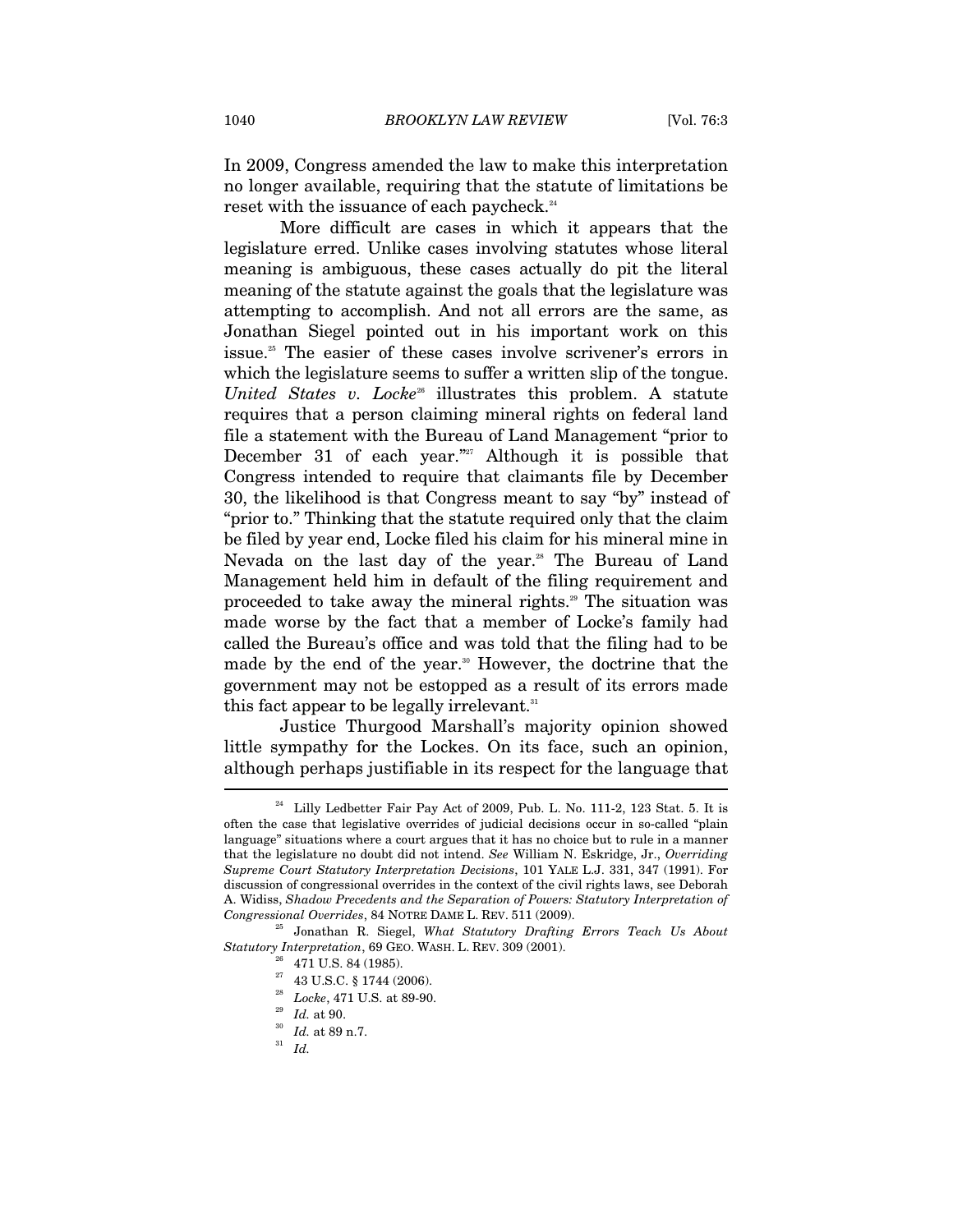In 2009, Congress amended the law to make this interpretation no longer available, requiring that the statute of limitations be reset with the issuance of each paycheck.[24]

More difficult are cases in which it appears that the legislature erred. Unlike cases involving statutes whose literal meaning is ambiguous, these cases actually do pit the literal meaning of the statute against the goals that the legislature was attempting to accomplish. And not all errors are the same, as Jonathan Siegel pointed out in his important work on this issue.[25] The easier of these cases involve scrivener's errors in which the legislature seems to suffer a written slip of the tongue. *United States v. Locke*[26] illustrates this problem. A statute requires that a person claiming mineral rights on federal land file a statement with the Bureau of Land Management "prior to December 31 of each year."[27] Although it is possible that Congress intended to require that claimants file by December 30, the likelihood is that Congress meant to say "by" instead of "prior to." Thinking that the statute required only that the claim be filed by year end, Locke filed his claim for his mineral mine in Nevada on the last day of the year.[28] The Bureau of Land Management held him in default of the filing requirement and proceeded to take away the mineral rights.[29] The situation was made worse by the fact that a member of Locke's family had called the Bureau's office and was told that the filing had to be made by the end of the year.[30] However, the doctrine that the government may not be estopped as a result of its errors made this fact appear to be legally irrelevant.[31]

Justice Thurgood Marshall's majority opinion showed little sympathy for the Lockes. On its face, such an opinion, although perhaps justifiable in its respect for the language that

---

[24] Lilly Ledbetter Fair Pay Act of 2009, Pub. L. No. 111-2, 123 Stat. 5. It is often the case that legislative overrides of judicial decisions occur in so-called "plain language" situations where a court argues that it has no choice but to rule in a manner that the legislature no doubt did not intend. *See* William N. Eskridge, Jr., *Overriding Supreme Court Statutory Interpretation Decisions*, 101 YALE L.J. 331, 347 (1991). For discussion of congressional overrides in the context of the civil rights laws, see Deborah A. Widiss, *Shadow Precedents and the Separation of Powers: Statutory Interpretation of Congressional Overrides*, 84 NOTRE DAME L. REV. 511 (2009).

[25] Jonathan R. Siegel, *What Statutory Drafting Errors Teach Us About Statutory Interpretation*, 69 GEO. WASH. L. REV. 309 (2001).

[26] 471 U.S. 84 (1985).

[27] 43 U.S.C. § 1744 (2006).

[28] *Locke*, 471 U.S. at 89-90.

[29] *Id.* at 90.

[30] *Id.* at 89 n.7.

[31] *Id.*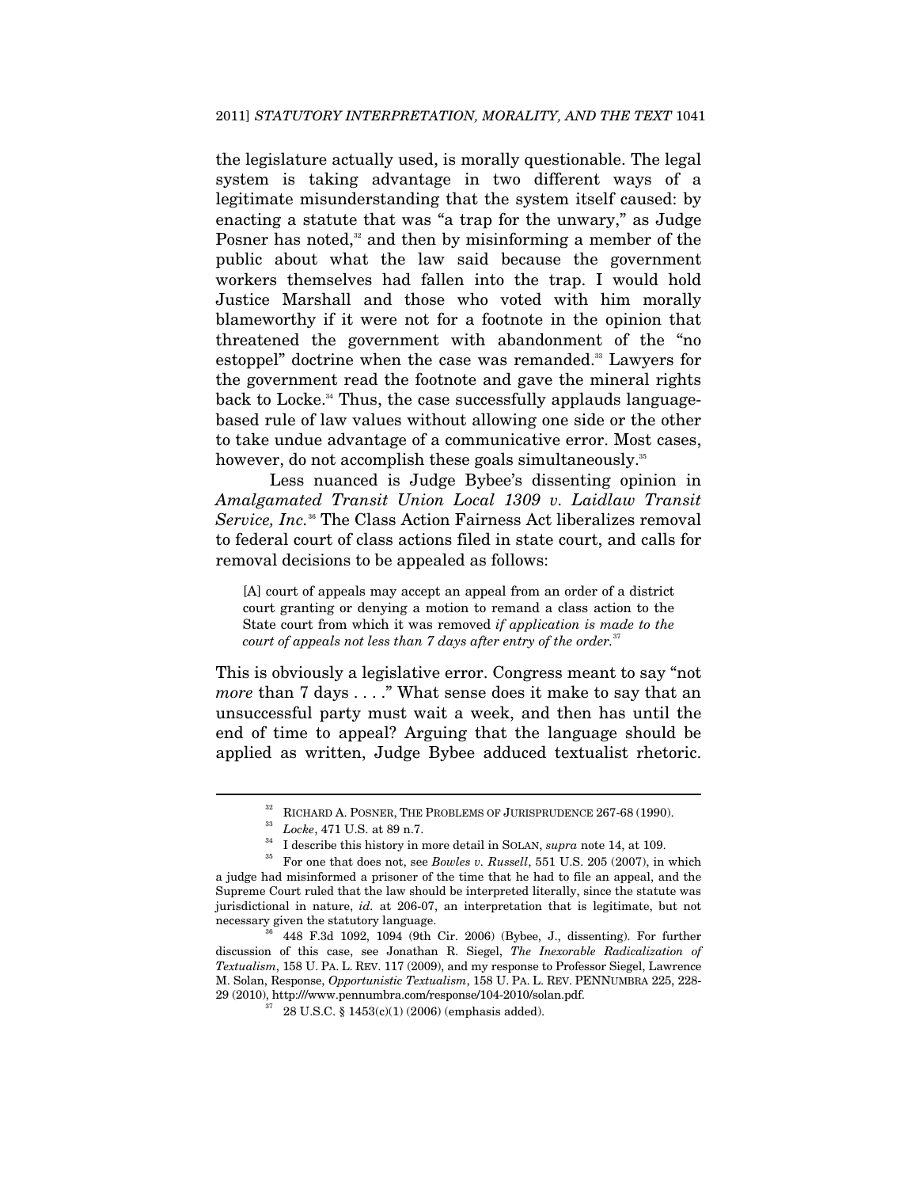the legislature actually used, is morally questionable. The legal system is taking advantage in two different ways of a legitimate misunderstanding that the system itself caused: by enacting a statute that was "a trap for the unwary," as Judge Posner has noted,[32] and then by misinforming a member of the public about what the law said because the government workers themselves had fallen into the trap. I would hold Justice Marshall and those who voted with him morally blameworthy if it were not for a footnote in the opinion that threatened the government with abandonment of the "no estoppel" doctrine when the case was remanded.[33] Lawyers for the government read the footnote and gave the mineral rights back to Locke.[34] Thus, the case successfully applauds language-based rule of law values without allowing one side or the other to take undue advantage of a communicative error. Most cases, however, do not accomplish these goals simultaneously.[35]

Less nuanced is Judge Bybee's dissenting opinion in *Amalgamated Transit Union Local 1309 v. Laidlaw Transit Service, Inc.*[36] The Class Action Fairness Act liberalizes removal to federal court of class actions filed in state court, and calls for removal decisions to be appealed as follows:

> [A] court of appeals may accept an appeal from an order of a district court granting or denying a motion to remand a class action to the State court from which it was removed *if application is made to the court of appeals not less than 7 days after entry of the order.*[37]

This is obviously a legislative error. Congress meant to say "not *more* than 7 days . . . ." What sense does it make to say that an unsuccessful party must wait a week, and then has until the end of time to appeal? Arguing that the language should be applied as written, Judge Bybee adduced textualist rhetoric.

---

[32] RICHARD A. POSNER, THE PROBLEMS OF JURISPRUDENCE 267-68 (1990).

[33] *Locke*, 471 U.S. at 89 n.7.

[34] I describe this history in more detail in SOLAN, *supra* note 14, at 109.

[35] For one that does not, see *Bowles v. Russell*, 551 U.S. 205 (2007), in which a judge had misinformed a prisoner of the time that he had to file an appeal, and the Supreme Court ruled that the law should be interpreted literally, since the statute was jurisdictional in nature, *id.* at 206-07, an interpretation that is legitimate, but not necessary given the statutory language.

[36] 448 F.3d 1092, 1094 (9th Cir. 2006) (Bybee, J., dissenting). For further discussion of this case, see Jonathan R. Siegel, *The Inexorable Radicalization of Textualism*, 158 U. PA. L. REV. 117 (2009), and my response to Professor Siegel, Lawrence M. Solan, Response, *Opportunistic Textualism*, 158 U. PA. L. REV. PENNUMBRA 225, 228-29 (2010), http:///www.pennumbra.com/response/104-2010/solan.pdf.

[37] 28 U.S.C. § 1453(c)(1) (2006) (emphasis added).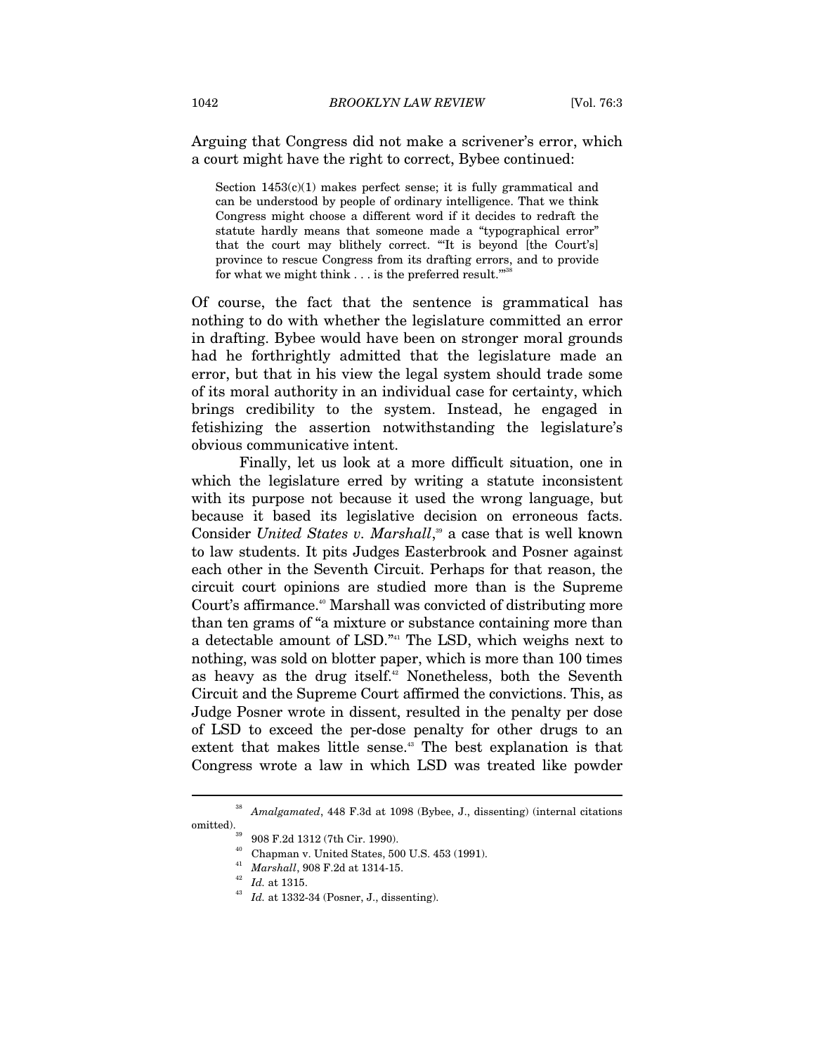Arguing that Congress did not make a scrivener's error, which a court might have the right to correct, Bybee continued:

> Section 1453(c)(1) makes perfect sense; it is fully grammatical and can be understood by people of ordinary intelligence. That we think Congress might choose a different word if it decides to redraft the statute hardly means that someone made a "typographical error" that the court may blithely correct. "'It is beyond [the Court's] province to rescue Congress from its drafting errors, and to provide for what we might think . . . is the preferred result.'"[38]

Of course, the fact that the sentence is grammatical has nothing to do with whether the legislature committed an error in drafting. Bybee would have been on stronger moral grounds had he forthrightly admitted that the legislature made an error, but that in his view the legal system should trade some of its moral authority in an individual case for certainty, which brings credibility to the system. Instead, he engaged in fetishizing the assertion notwithstanding the legislature's obvious communicative intent.

Finally, let us look at a more difficult situation, one in which the legislature erred by writing a statute inconsistent with its purpose not because it used the wrong language, but because it based its legislative decision on erroneous facts. Consider *United States v. Marshall*,[39] a case that is well known to law students. It pits Judges Easterbrook and Posner against each other in the Seventh Circuit. Perhaps for that reason, the circuit court opinions are studied more than is the Supreme Court's affirmance.[40] Marshall was convicted of distributing more than ten grams of "a mixture or substance containing more than a detectable amount of LSD."[41] The LSD, which weighs next to nothing, was sold on blotter paper, which is more than 100 times as heavy as the drug itself.[42] Nonetheless, both the Seventh Circuit and the Supreme Court affirmed the convictions. This, as Judge Posner wrote in dissent, resulted in the penalty per dose of LSD to exceed the per-dose penalty for other drugs to an extent that makes little sense.[43] The best explanation is that Congress wrote a law in which LSD was treated like powder

---

[38] *Amalgamated*, 448 F.3d at 1098 (Bybee, J., dissenting) (internal citations omitted).

[39] 908 F.2d 1312 (7th Cir. 1990).

[40] Chapman v. United States, 500 U.S. 453 (1991).

[41] *Marshall*, 908 F.2d at 1314-15.

[42] *Id.* at 1315.

[43] *Id.* at 1332-34 (Posner, J., dissenting).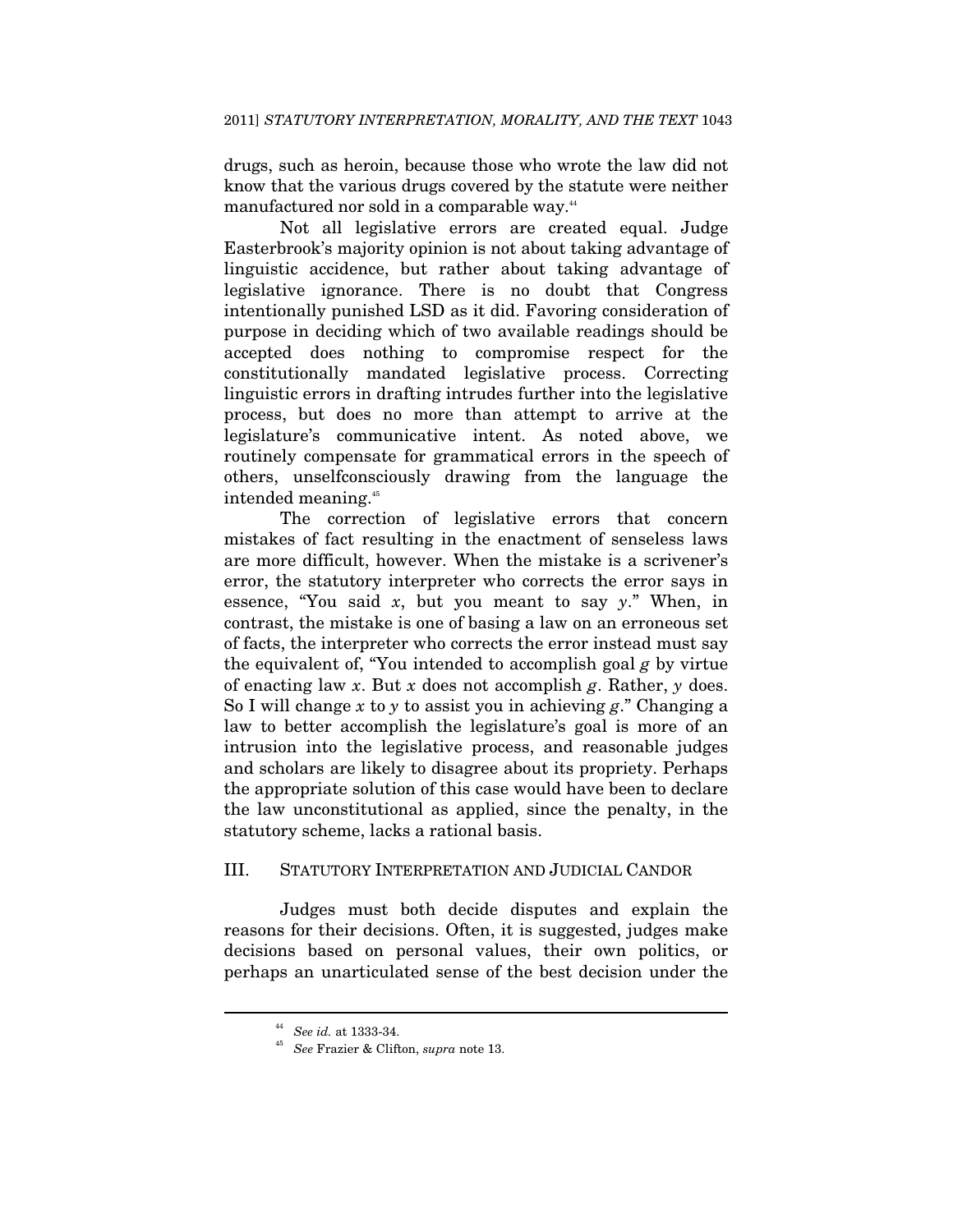drugs, such as heroin, because those who wrote the law did not know that the various drugs covered by the statute were neither manufactured nor sold in a comparable way.[44]

Not all legislative errors are created equal. Judge Easterbrook's majority opinion is not about taking advantage of linguistic accidence, but rather about taking advantage of legislative ignorance. There is no doubt that Congress intentionally punished LSD as it did. Favoring consideration of purpose in deciding which of two available readings should be accepted does nothing to compromise respect for the constitutionally mandated legislative process. Correcting linguistic errors in drafting intrudes further into the legislative process, but does no more than attempt to arrive at the legislature's communicative intent. As noted above, we routinely compensate for grammatical errors in the speech of others, unselfconsciously drawing from the language the intended meaning.[45]

The correction of legislative errors that concern mistakes of fact resulting in the enactment of senseless laws are more difficult, however. When the mistake is a scrivener's error, the statutory interpreter who corrects the error says in essence, "You said *x*, but you meant to say *y*." When, in contrast, the mistake is one of basing a law on an erroneous set of facts, the interpreter who corrects the error instead must say the equivalent of, "You intended to accomplish goal *g* by virtue of enacting law *x*. But *x* does not accomplish *g*. Rather, *y* does. So I will change *x* to *y* to assist you in achieving *g*." Changing a law to better accomplish the legislature's goal is more of an intrusion into the legislative process, and reasonable judges and scholars are likely to disagree about its propriety. Perhaps the appropriate solution of this case would have been to declare the law unconstitutional as applied, since the penalty, in the statutory scheme, lacks a rational basis.

## III. STATUTORY INTERPRETATION AND JUDICIAL CANDOR

Judges must both decide disputes and explain the reasons for their decisions. Often, it is suggested, judges make decisions based on personal values, their own politics, or perhaps an unarticulated sense of the best decision under the

---

[44] *See id.* at 1333-34.

[45] *See* Frazier & Clifton, *supra* note 13.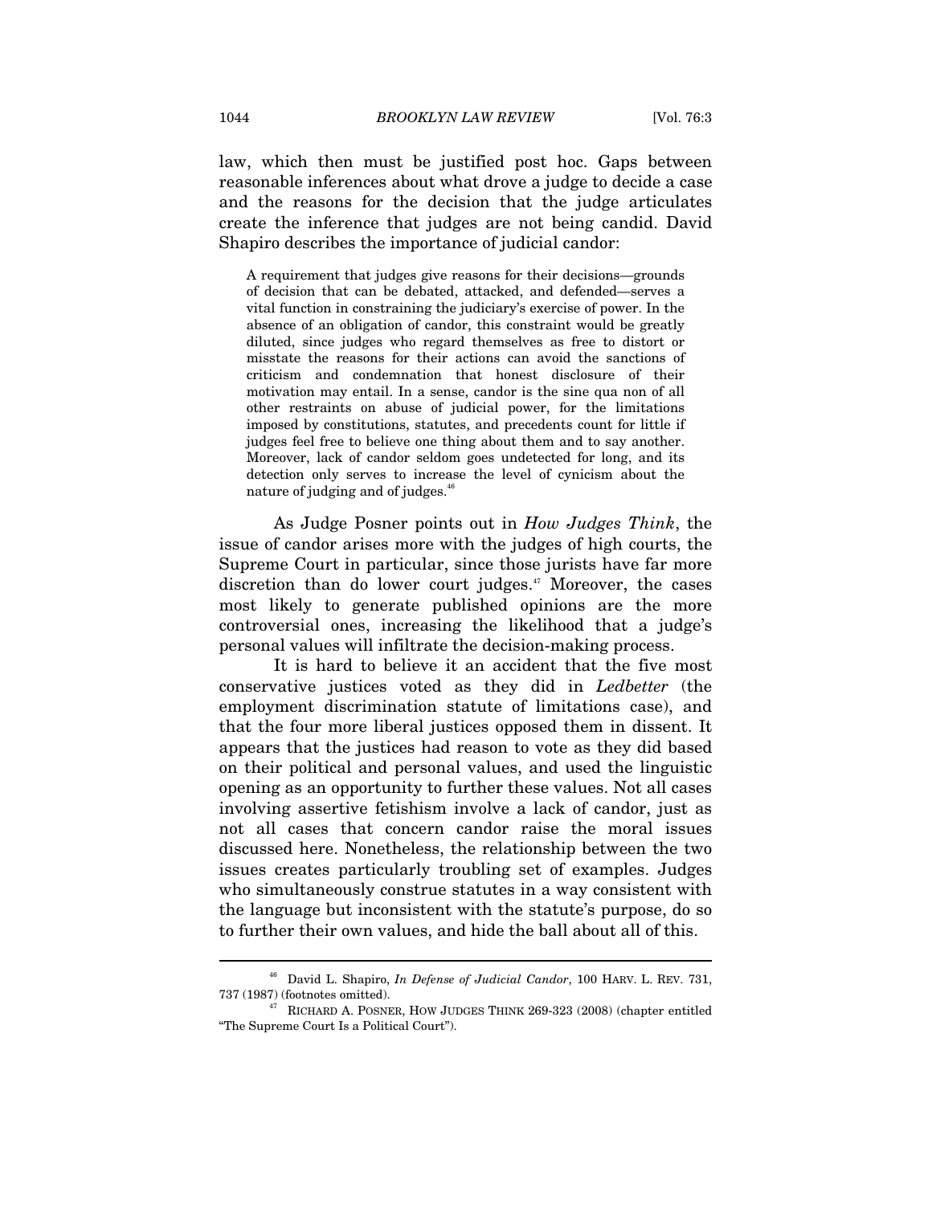law, which then must be justified post hoc. Gaps between reasonable inferences about what drove a judge to decide a case and the reasons for the decision that the judge articulates create the inference that judges are not being candid. David Shapiro describes the importance of judicial candor:

> A requirement that judges give reasons for their decisions—grounds of decision that can be debated, attacked, and defended—serves a vital function in constraining the judiciary's exercise of power. In the absence of an obligation of candor, this constraint would be greatly diluted, since judges who regard themselves as free to distort or misstate the reasons for their actions can avoid the sanctions of criticism and condemnation that honest disclosure of their motivation may entail. In a sense, candor is the sine qua non of all other restraints on abuse of judicial power, for the limitations imposed by constitutions, statutes, and precedents count for little if judges feel free to believe one thing about them and to say another. Moreover, lack of candor seldom goes undetected for long, and its detection only serves to increase the level of cynicism about the nature of judging and of judges.[46]

As Judge Posner points out in *How Judges Think*, the issue of candor arises more with the judges of high courts, the Supreme Court in particular, since those jurists have far more discretion than do lower court judges.[47] Moreover, the cases most likely to generate published opinions are the more controversial ones, increasing the likelihood that a judge's personal values will infiltrate the decision-making process.

It is hard to believe it an accident that the five most conservative justices voted as they did in *Ledbetter* (the employment discrimination statute of limitations case), and that the four more liberal justices opposed them in dissent. It appears that the justices had reason to vote as they did based on their political and personal values, and used the linguistic opening as an opportunity to further these values. Not all cases involving assertive fetishism involve a lack of candor, just as not all cases that concern candor raise the moral issues discussed here. Nonetheless, the relationship between the two issues creates particularly troubling set of examples. Judges who simultaneously construe statutes in a way consistent with the language but inconsistent with the statute's purpose, do so to further their own values, and hide the ball about all of this.

---

[46] David L. Shapiro, *In Defense of Judicial Candor*, 100 HARV. L. REV. 731, 737 (1987) (footnotes omitted).

[47] RICHARD A. POSNER, HOW JUDGES THINK 269-323 (2008) (chapter entitled "The Supreme Court Is a Political Court").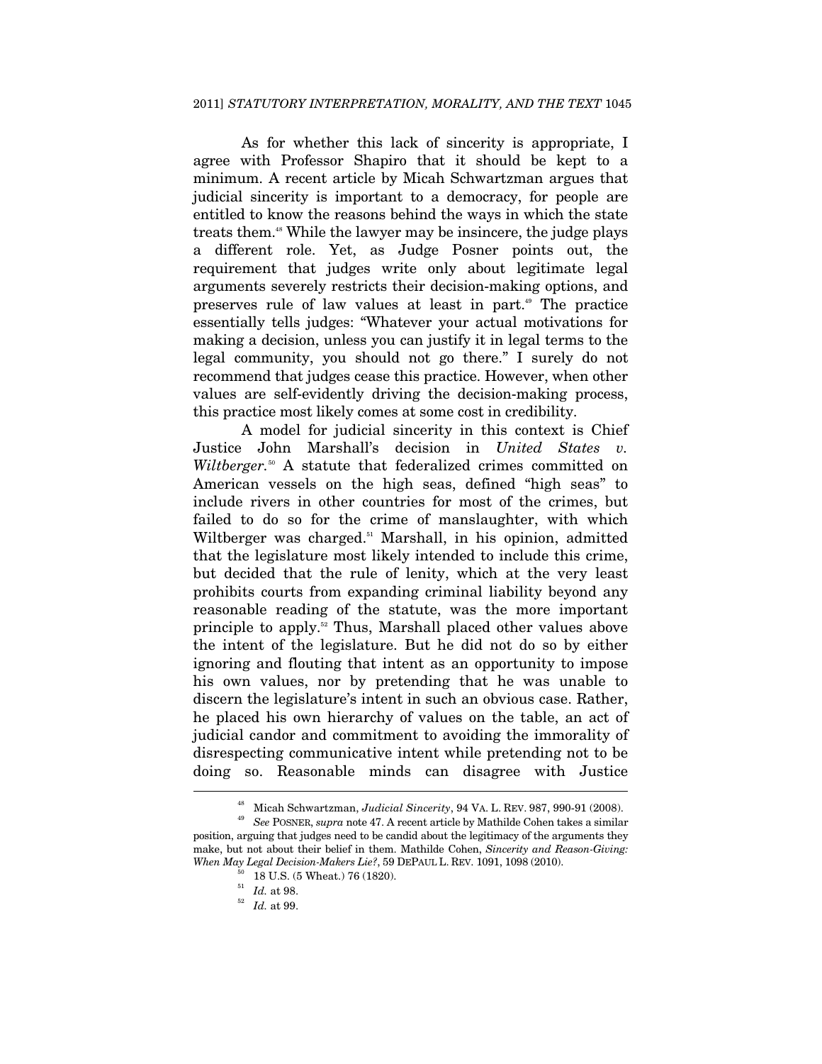As for whether this lack of sincerity is appropriate, I agree with Professor Shapiro that it should be kept to a minimum. A recent article by Micah Schwartzman argues that judicial sincerity is important to a democracy, for people are entitled to know the reasons behind the ways in which the state treats them.[48] While the lawyer may be insincere, the judge plays a different role. Yet, as Judge Posner points out, the requirement that judges write only about legitimate legal arguments severely restricts their decision-making options, and preserves rule of law values at least in part.[49] The practice essentially tells judges: "Whatever your actual motivations for making a decision, unless you can justify it in legal terms to the legal community, you should not go there." I surely do not recommend that judges cease this practice. However, when other values are self-evidently driving the decision-making process, this practice most likely comes at some cost in credibility.

A model for judicial sincerity in this context is Chief Justice John Marshall's decision in *United States v. Wiltberger*.[50] A statute that federalized crimes committed on American vessels on the high seas, defined "high seas" to include rivers in other countries for most of the crimes, but failed to do so for the crime of manslaughter, with which Wiltberger was charged.[51] Marshall, in his opinion, admitted that the legislature most likely intended to include this crime, but decided that the rule of lenity, which at the very least prohibits courts from expanding criminal liability beyond any reasonable reading of the statute, was the more important principle to apply.[52] Thus, Marshall placed other values above the intent of the legislature. But he did not do so by either ignoring and flouting that intent as an opportunity to impose his own values, nor by pretending that he was unable to discern the legislature's intent in such an obvious case. Rather, he placed his own hierarchy of values on the table, an act of judicial candor and commitment to avoiding the immorality of disrespecting communicative intent while pretending not to be doing so. Reasonable minds can disagree with Justice

---

[48] Micah Schwartzman, *Judicial Sincerity*, 94 VA. L. REV. 987, 990-91 (2008).

[49] *See* POSNER, *supra* note 47. A recent article by Mathilde Cohen takes a similar position, arguing that judges need to be candid about the legitimacy of the arguments they make, but not about their belief in them. Mathilde Cohen, *Sincerity and Reason-Giving: When May Legal Decision-Makers Lie?*, 59 DEPAUL L. REV. 1091, 1098 (2010).

[50] 18 U.S. (5 Wheat.) 76 (1820).

[51] *Id.* at 98.

[52] *Id.* at 99.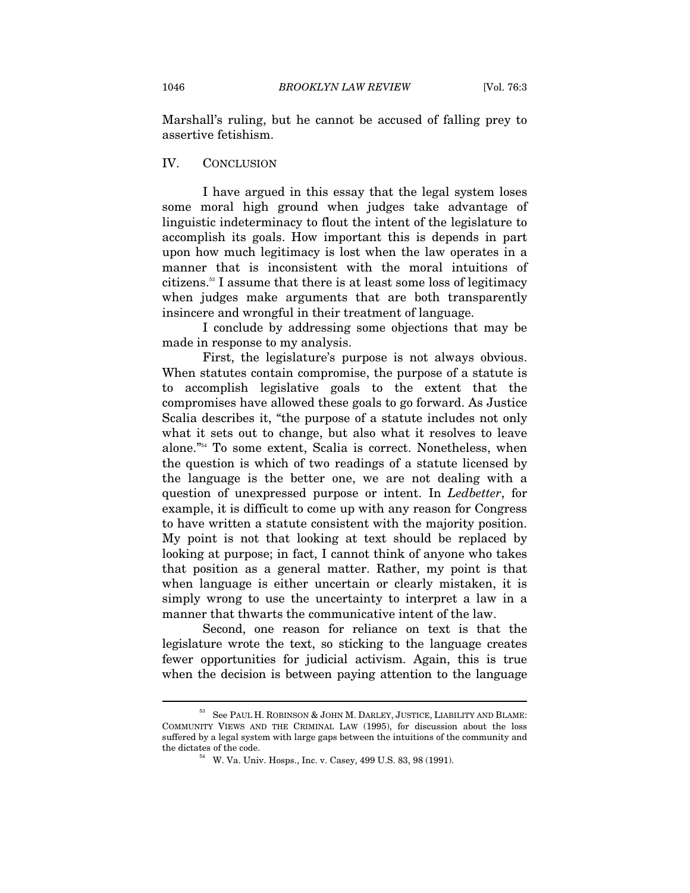Marshall's ruling, but he cannot be accused of falling prey to assertive fetishism.

## IV. CONCLUSION

I have argued in this essay that the legal system loses some moral high ground when judges take advantage of linguistic indeterminacy to flout the intent of the legislature to accomplish its goals. How important this is depends in part upon how much legitimacy is lost when the law operates in a manner that is inconsistent with the moral intuitions of citizens.[53] I assume that there is at least some loss of legitimacy when judges make arguments that are both transparently insincere and wrongful in their treatment of language.

I conclude by addressing some objections that may be made in response to my analysis.

First, the legislature's purpose is not always obvious. When statutes contain compromise, the purpose of a statute is to accomplish legislative goals to the extent that the compromises have allowed these goals to go forward. As Justice Scalia describes it, "the purpose of a statute includes not only what it sets out to change, but also what it resolves to leave alone."[54] To some extent, Scalia is correct. Nonetheless, when the question is which of two readings of a statute licensed by the language is the better one, we are not dealing with a question of unexpressed purpose or intent. In *Ledbetter*, for example, it is difficult to come up with any reason for Congress to have written a statute consistent with the majority position. My point is not that looking at text should be replaced by looking at purpose; in fact, I cannot think of anyone who takes that position as a general matter. Rather, my point is that when language is either uncertain or clearly mistaken, it is simply wrong to use the uncertainty to interpret a law in a manner that thwarts the communicative intent of the law.

Second, one reason for reliance on text is that the legislature wrote the text, so sticking to the language creates fewer opportunities for judicial activism. Again, this is true when the decision is between paying attention to the language

---

[53] See PAUL H. ROBINSON & JOHN M. DARLEY, JUSTICE, LIABILITY AND BLAME: COMMUNITY VIEWS AND THE CRIMINAL LAW (1995), for discussion about the loss suffered by a legal system with large gaps between the intuitions of the community and the dictates of the code.

[54] W. Va. Univ. Hosps., Inc. v. Casey, 499 U.S. 83, 98 (1991).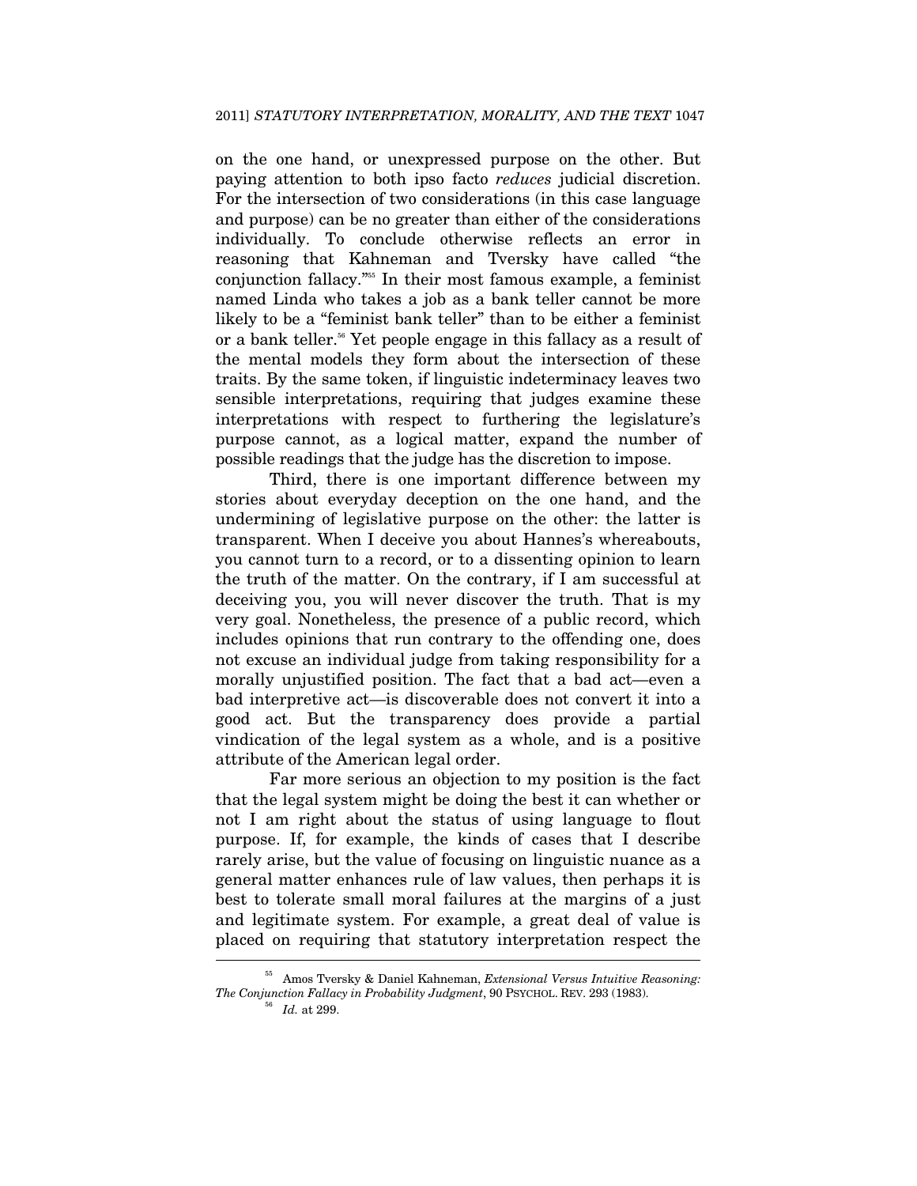on the one hand, or unexpressed purpose on the other. But paying attention to both ipso facto *reduces* judicial discretion. For the intersection of two considerations (in this case language and purpose) can be no greater than either of the considerations individually. To conclude otherwise reflects an error in reasoning that Kahneman and Tversky have called "the conjunction fallacy."[55] In their most famous example, a feminist named Linda who takes a job as a bank teller cannot be more likely to be a "feminist bank teller" than to be either a feminist or a bank teller.[56] Yet people engage in this fallacy as a result of the mental models they form about the intersection of these traits. By the same token, if linguistic indeterminacy leaves two sensible interpretations, requiring that judges examine these interpretations with respect to furthering the legislature's purpose cannot, as a logical matter, expand the number of possible readings that the judge has the discretion to impose.

Third, there is one important difference between my stories about everyday deception on the one hand, and the undermining of legislative purpose on the other: the latter is transparent. When I deceive you about Hannes's whereabouts, you cannot turn to a record, or to a dissenting opinion to learn the truth of the matter. On the contrary, if I am successful at deceiving you, you will never discover the truth. That is my very goal. Nonetheless, the presence of a public record, which includes opinions that run contrary to the offending one, does not excuse an individual judge from taking responsibility for a morally unjustified position. The fact that a bad act—even a bad interpretive act—is discoverable does not convert it into a good act. But the transparency does provide a partial vindication of the legal system as a whole, and is a positive attribute of the American legal order.

Far more serious an objection to my position is the fact that the legal system might be doing the best it can whether or not I am right about the status of using language to flout purpose. If, for example, the kinds of cases that I describe rarely arise, but the value of focusing on linguistic nuance as a general matter enhances rule of law values, then perhaps it is best to tolerate small moral failures at the margins of a just and legitimate system. For example, a great deal of value is placed on requiring that statutory interpretation respect the

---

[55] Amos Tversky & Daniel Kahneman, *Extensional Versus Intuitive Reasoning: The Conjunction Fallacy in Probability Judgment*, 90 PSYCHOL. REV. 293 (1983).

[56] *Id.* at 299.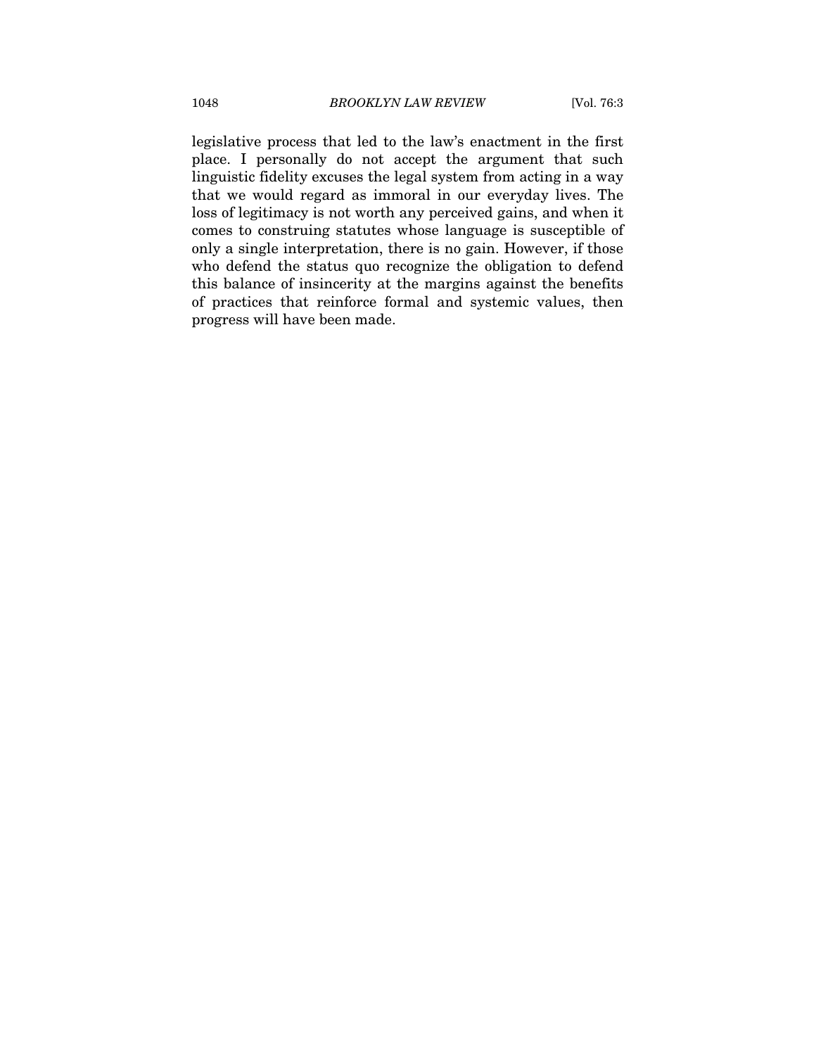legislative process that led to the law's enactment in the first place. I personally do not accept the argument that such linguistic fidelity excuses the legal system from acting in a way that we would regard as immoral in our everyday lives. The loss of legitimacy is not worth any perceived gains, and when it comes to construing statutes whose language is susceptible of only a single interpretation, there is no gain. However, if those who defend the status quo recognize the obligation to defend this balance of insincerity at the margins against the benefits of practices that reinforce formal and systemic values, then progress will have been made.